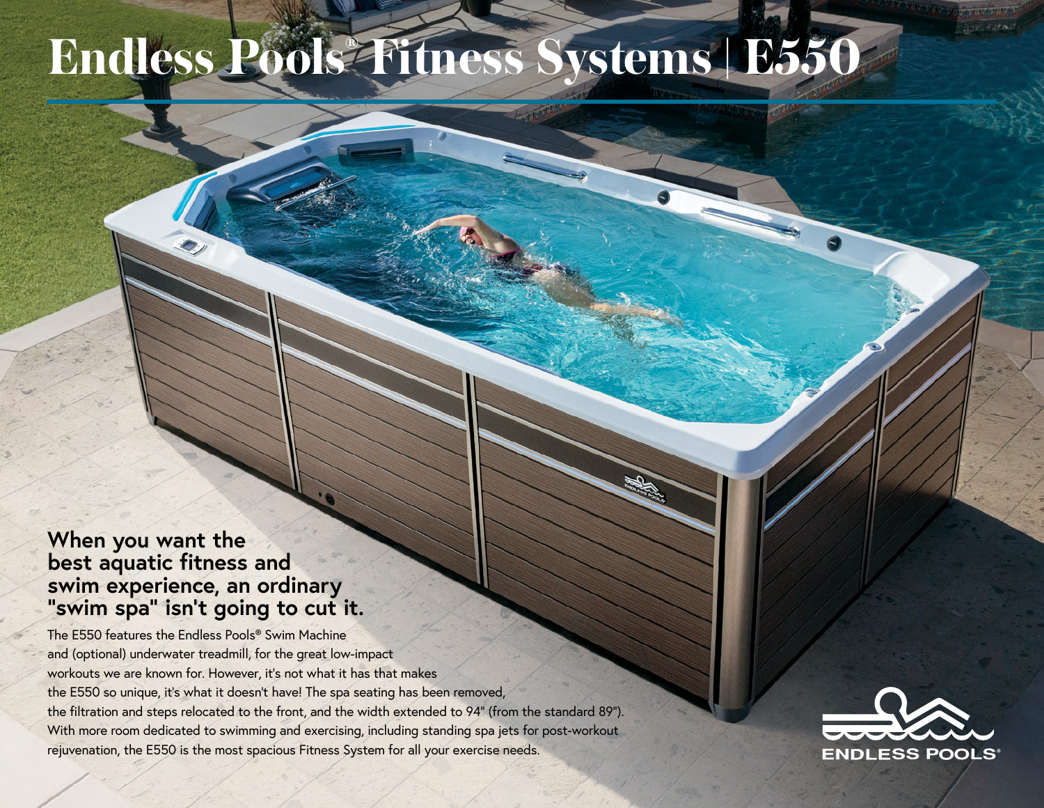# Endless Pools® Fitness Systems | E550

## When you want the best aquatic fitness and swim experience, an ordinary "swim spa" isn't going to cut it.

The E550 features the Endless Pools® Swim Machine and (optional) underwater treadmill, for the great low-impact workouts we are known for. However, it's not what it has that makes the E550 so unique, it's what it doesn't have! The spa seating has been removed, the filtration and steps relocated to the front, and the width extended to 94" (from the standard 89"). With more room dedicated to swimming and exercising, including standing spa jets for post-workout rejuvenation, the E550 is the most spacious Fitness System for all your exercise needs.

ENDLESS POOLS®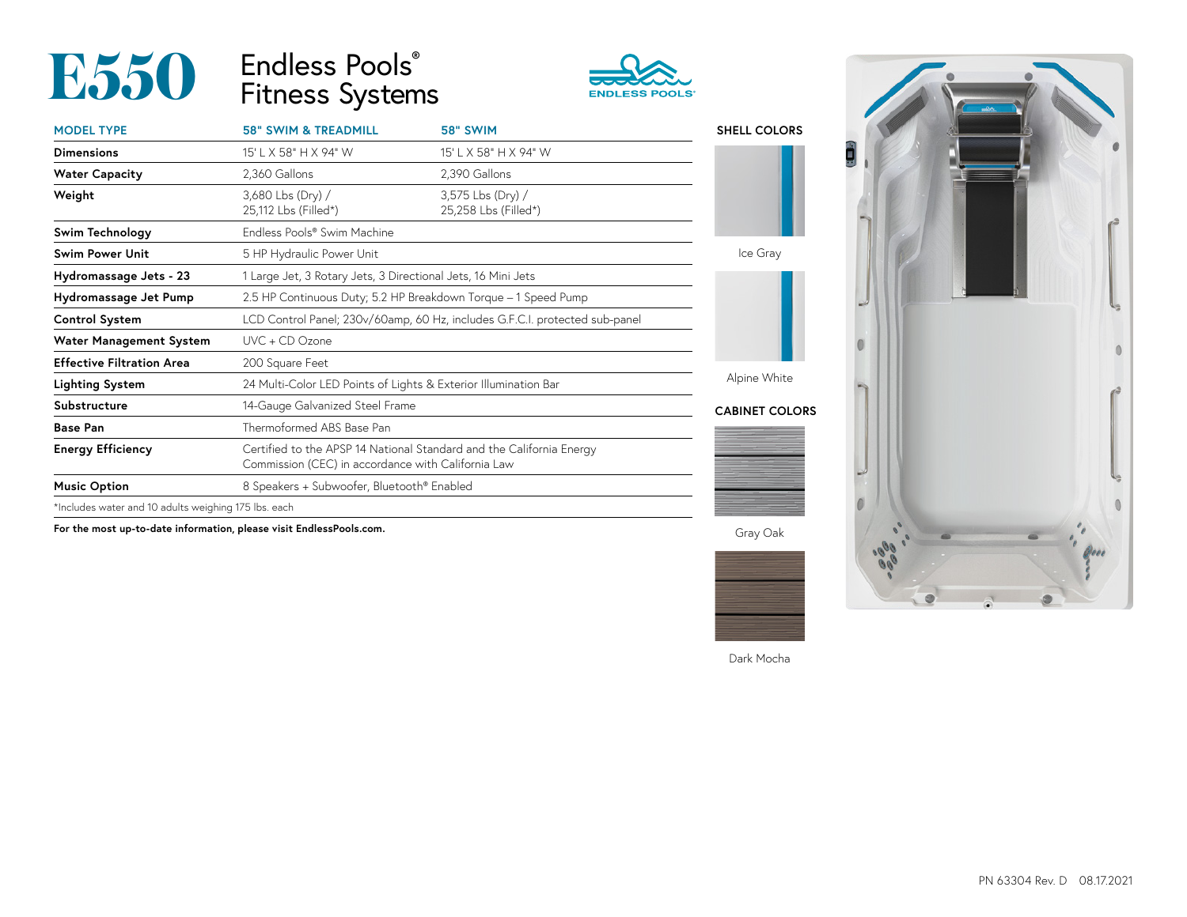# E550

## Endless Pools® Fitness Systems

| MODEL TYPE | 58" SWIM & TREADMILL | 58" SWIM |
|---|---|---|
| Dimensions | 15' L X 58" H X 94" W | 15' L X 58" H X 94" W |
| Water Capacity | 2,360 Gallons | 2,390 Gallons |
| Weight | 3,680 Lbs (Dry) / 25,112 Lbs (Filled*) | 3,575 Lbs (Dry) / 25,258 Lbs (Filled*) |
| Swim Technology | Endless Pools® Swim Machine | |
| Swim Power Unit | 5 HP Hydraulic Power Unit | |
| Hydromassage Jets - 23 | 1 Large Jet, 3 Rotary Jets, 3 Directional Jets, 16 Mini Jets | |
| Hydromassage Jet Pump | 2.5 HP Continuous Duty; 5.2 HP Breakdown Torque – 1 Speed Pump | |
| Control System | LCD Control Panel; 230v/60amp, 60 Hz, includes G.F.C.I. protected sub-panel | |
| Water Management System | UVC + CD Ozone | |
| Effective Filtration Area | 200 Square Feet | |
| Lighting System | 24 Multi-Color LED Points of Lights & Exterior Illumination Bar | |
| Substructure | 14-Gauge Galvanized Steel Frame | |
| Base Pan | Thermoformed ABS Base Pan | |
| Energy Efficiency | Certified to the APSP 14 National Standard and the California Energy Commission (CEC) in accordance with California Law | |
| Music Option | 8 Speakers + Subwoofer, Bluetooth® Enabled | |

*Includes water and 10 adults weighing 175 lbs. each

**For the most up-to-date information, please visit EndlessPools.com.**

### SHELL COLORS

Ice Gray

Alpine White

### CABINET COLORS

Gray Oak

Dark Mocha

PN 63304 Rev. D 08.17.2021